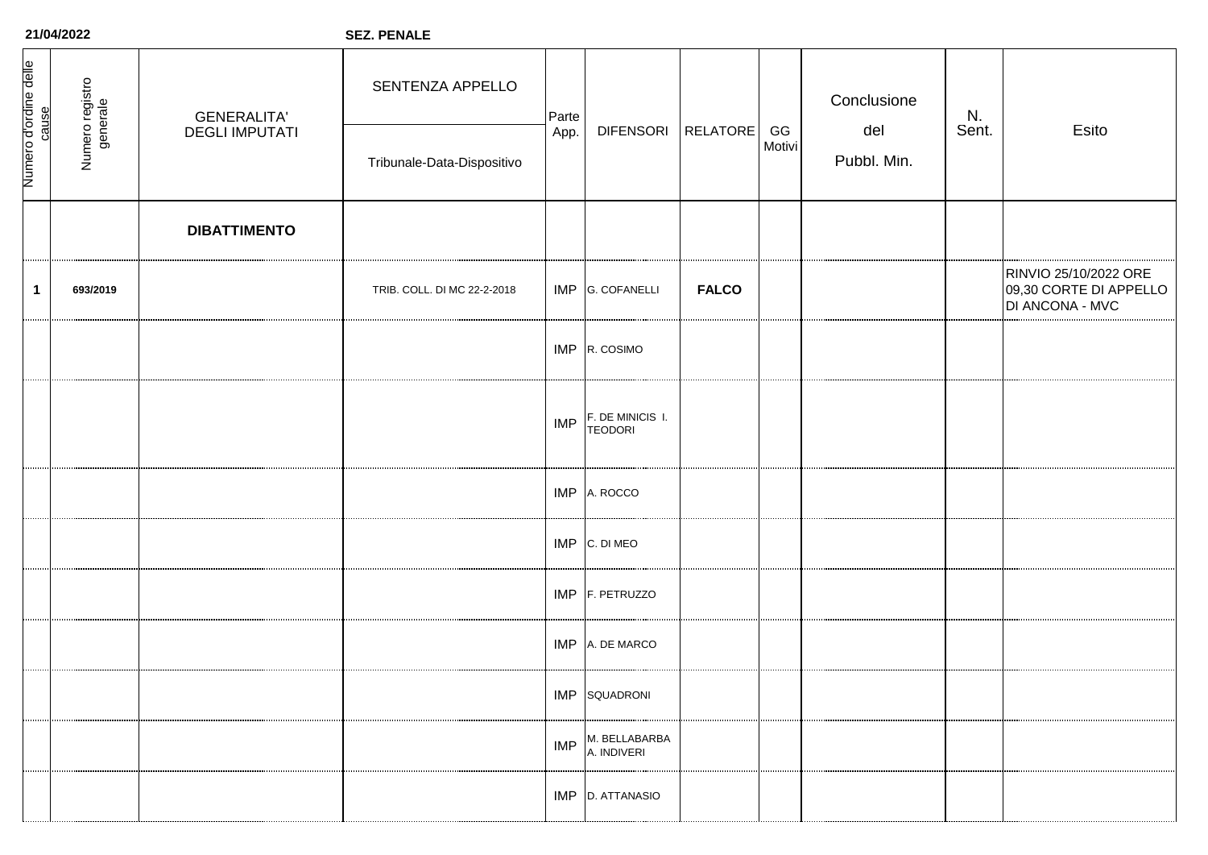**21/04/2022** **SEZ. PENALE**

| Numero d'ordine delle cause | Numero registro generale | GENERALITA' DEGLI IMPUTATI | SENTENZA APPELLO / Tribunale-Data-Dispositivo | Parte App. | DIFENSORI | RELATORE | GG Motivi | Conclusione del Pubbl. Min. | N. Sent. | Esito |
|---|---|---|---|---|---|---|---|---|---|---|
| | | **DIBATTIMENTO** | | | | | | | | |
| **1** | **693/2019** | | TRIB. COLL. DI MC 22-2-2018 | IMP | G. COFANELLI | **FALCO** | | | | RINVIO 25/10/2022 ORE 09,30 CORTE DI APPELLO DI ANCONA - MVC |
| | | | | IMP | R. COSIMO | | | | | |
| | | | | IMP | F. DE MINICIS I. TEODORI | | | | | |
| | | | | IMP | A. ROCCO | | | | | |
| | | | | IMP | C. DI MEO | | | | | |
| | | | | IMP | F. PETRUZZO | | | | | |
| | | | | IMP | A. DE MARCO | | | | | |
| | | | | IMP | SQUADRONI | | | | | |
| | | | | IMP | M. BELLABARBA A. INDIVERI | | | | | |
| | | | | IMP | D. ATTANASIO | | | | | |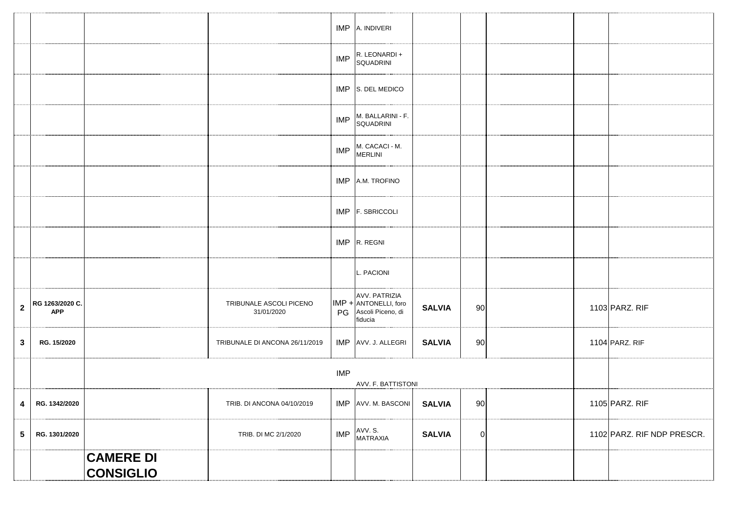| | | | | | | | | | | | |
|---|---|---|---|---|---|---|---|---|---|---|---|
| | | | | IMP | A. INDIVERI | | | | | | |
| | | | | IMP | R. LEONARDI + SQUADRINI | | | | | | |
| | | | | IMP | S. DEL MEDICO | | | | | | |
| | | | | IMP | M. BALLARINI - F. SQUADRINI | | | | | | |
| | | | | IMP | M. CACACI - M. MERLINI | | | | | | |
| | | | | IMP | A.M. TROFINO | | | | | | |
| | | | | IMP | F. SBRICCOLI | | | | | | |
| | | | | IMP | R. REGNI | | | | | | |
| | | | | | L. PACIONI | | | | | | |
| **2** | **RG 1263/2020 C. APP** | | TRIBUNALE ASCOLI PICENO 31/01/2020 | IMP + PG | AVV. PATRIZIA ANTONELLI, foro Ascoli Piceno, di fiducia | **SALVIA** | 90 | | | 1103 | PARZ. RIF |
| **3** | **RG. 15/2020** | | TRIBUNALE DI ANCONA 26/11/2019 | IMP | AVV. J. ALLEGRI | **SALVIA** | 90 | | | 1104 | PARZ. RIF |
| | | | | IMP | AVV. F. BATTISTONI | | | | | | |
| **4** | **RG. 1342/2020** | | TRIB. DI ANCONA 04/10/2019 | IMP | AVV. M. BASCONI | **SALVIA** | 90 | | | 1105 | PARZ. RIF |
| **5** | **RG. 1301/2020** | | TRIB. DI MC 2/1/2020 | IMP | AVV. S. MATRAXIA | **SALVIA** | 0 | | | 1102 | PARZ. RIF NDP PRESCR. |
| | | **CAMERE DI CONSIGLIO** | | | | | | | | | |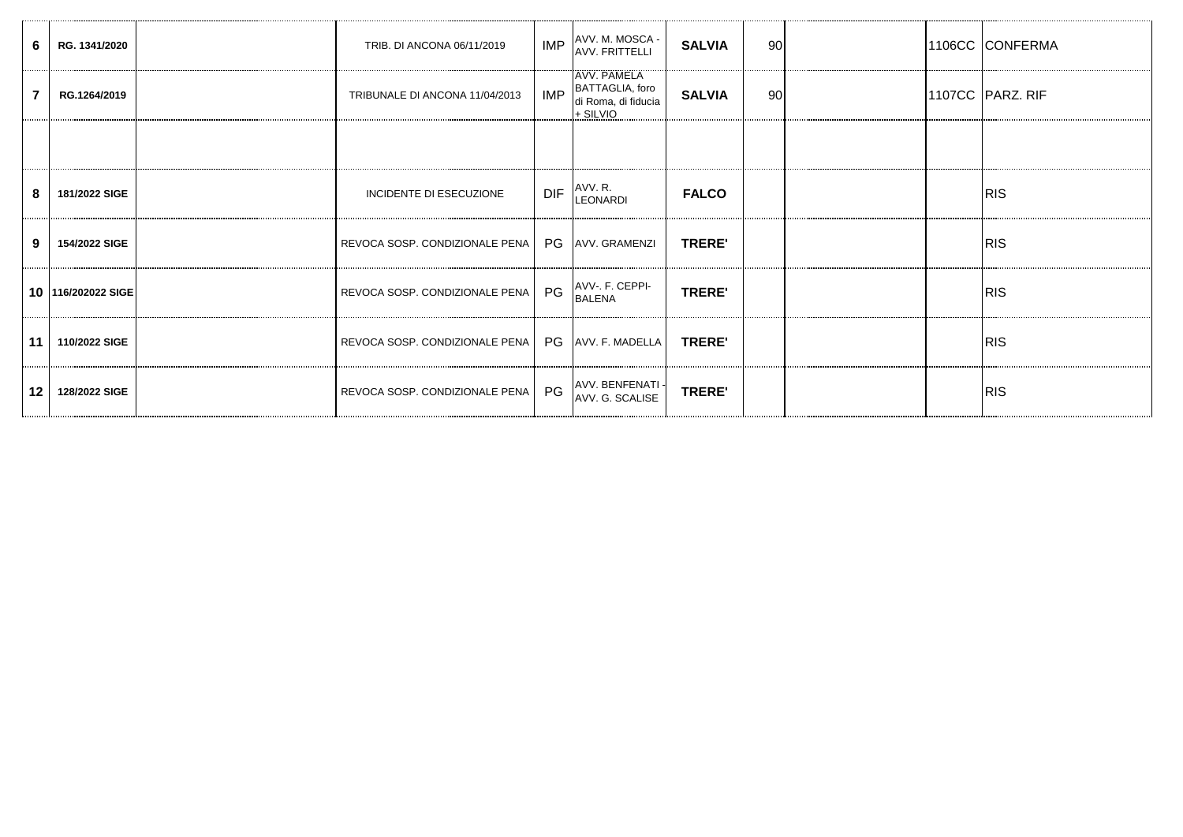| | | | | | | | | | | | |
|---|---|---|---|---|---|---|---|---|---|---|---|
| 6 | RG. 1341/2020 | | TRIB. DI ANCONA 06/11/2019 | IMP | AVV. M. MOSCA - AVV. FRITTELLI | **SALVIA** | 90 | | 1106CC | CONFERMA |
| 7 | RG.1264/2019 | | TRIBUNALE DI ANCONA 11/04/2013 | IMP | AVV. PAMELA BATTAGLIA, foro di Roma, di fiducia + SILVIO | **SALVIA** | 90 | | 1107CC | PARZ. RIF |
| | | | | | | | | | | |
| 8 | 181/2022 SIGE | | INCIDENTE DI ESECUZIONE | DIF | AVV. R. LEONARDI | **FALCO** | | | | RIS |
| 9 | 154/2022 SIGE | | REVOCA SOSP. CONDIZIONALE PENA | PG | AVV. GRAMENZI | **TRERE'** | | | | RIS |
| 10 | 116/202022 SIGE | | REVOCA SOSP. CONDIZIONALE PENA | PG | AVV-. F. CEPPI-BALENA | **TRERE'** | | | | RIS |
| 11 | 110/2022 SIGE | | REVOCA SOSP. CONDIZIONALE PENA | PG | AVV. F. MADELLA | **TRERE'** | | | | RIS |
| 12 | 128/2022 SIGE | | REVOCA SOSP. CONDIZIONALE PENA | PG | AVV. BENFENATI - AVV. G. SCALISE | **TRERE'** | | | | RIS |